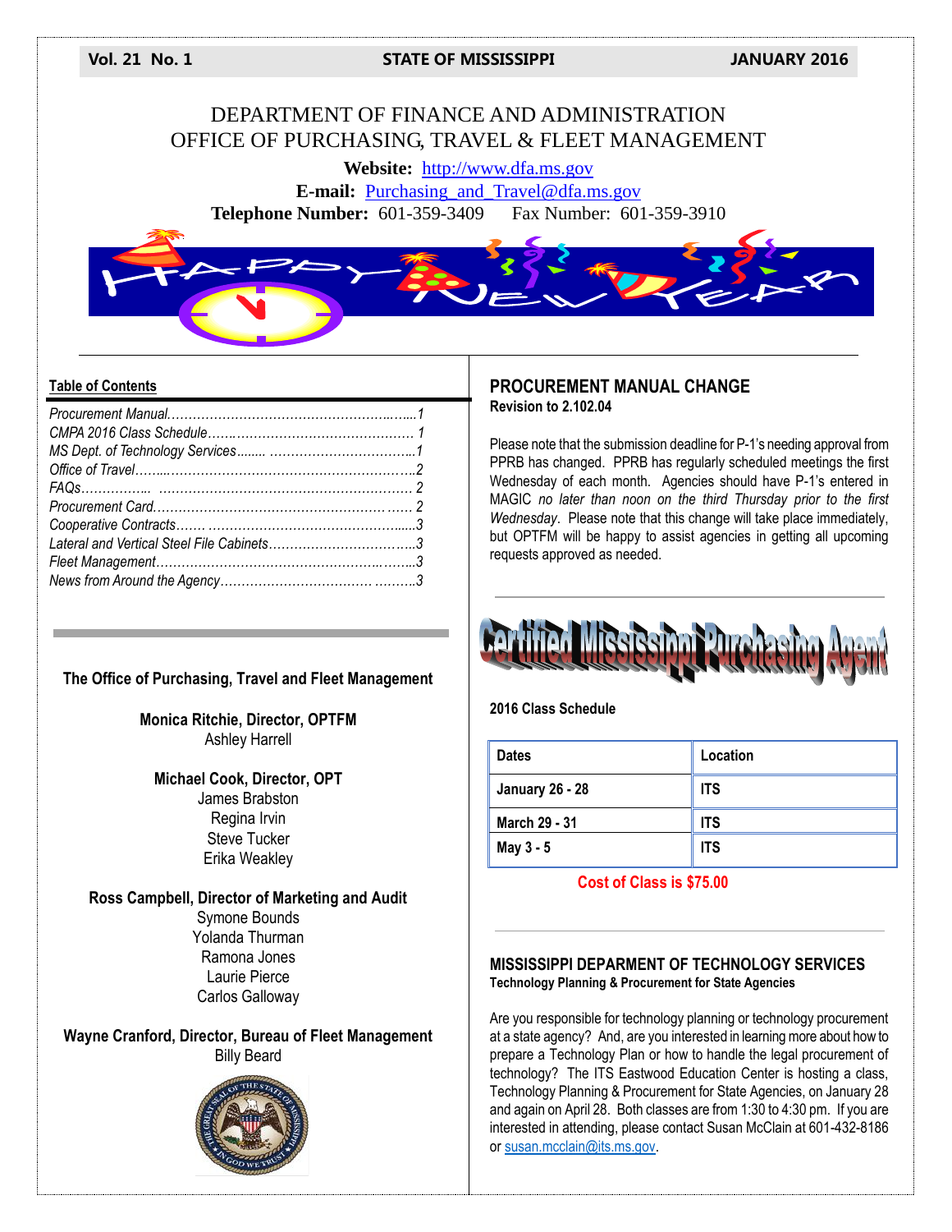# DEPARTMENT OF FINANCE AND ADMINISTRATION
# OFFICE OF PURCHASING, TRAVEL & FLEET MANAGEMENT

**Website:** http://www.dfa.ms.gov
**E-mail:** Purchasing_and_Travel@dfa.ms.gov
**Telephone Number:** 601-359-3409 Fax Number: 601-359-3910

## Table of Contents

*Procurement Manual……………………………………………..…...1*
*CMPA 2016 Class Schedule…….………………………………… 1*
*MS Dept. of Technology Services........ ……………………………...1*
*Office of Travel……..……………………………………………….2*
*FAQs…………….. …………………………………………….…. 2*
*Procurement Card………………………………………….……… 2*
*Cooperative Contracts……. ………………………………………......3*
*Lateral and Vertical Steel File Cabinets……………………………...3*
*Fleet Management……………………………………………..……..3*
*News from Around the Agency……………………………. ……….3*

**The Office of Purchasing, Travel and Fleet Management**

**Monica Ritchie, Director, OPTFM**
Ashley Harrell

**Michael Cook, Director, OPT**
James Brabston
Regina Irvin
Steve Tucker
Erika Weakley

**Ross Campbell, Director of Marketing and Audit**
Symone Bounds
Yolanda Thurman
Ramona Jones
Laurie Pierce
Carlos Galloway

**Wayne Cranford, Director, Bureau of Fleet Management**
Billy Beard

## PROCUREMENT MANUAL CHANGE

**Revision to 2.102.04**

Please note that the submission deadline for P-1's needing approval from PPRB has changed. PPRB has regularly scheduled meetings the first Wednesday of each month. Agencies should have P-1's entered in MAGIC *no later than noon on the third Thursday prior to the first Wednesday*. Please note that this change will take place immediately, but OPTFM will be happy to assist agencies in getting all upcoming requests approved as needed.

## Certified Mississippi Purchasing Agent

**2016 Class Schedule**

| Dates | Location |
|---|---|
| January 26 - 28 | ITS |
| March 29 - 31 | ITS |
| May 3 - 5 | ITS |

**Cost of Class is $75.00**

## MISSISSIPPI DEPARMENT OF TECHNOLOGY SERVICES

**Technology Planning & Procurement for State Agencies**

Are you responsible for technology planning or technology procurement at a state agency? And, are you interested in learning more about how to prepare a Technology Plan or how to handle the legal procurement of technology? The ITS Eastwood Education Center is hosting a class, Technology Planning & Procurement for State Agencies, on January 28 and again on April 28. Both classes are from 1:30 to 4:30 pm. If you are interested in attending, please contact Susan McClain at 601-432-8186 or susan.mcclain@its.ms.gov.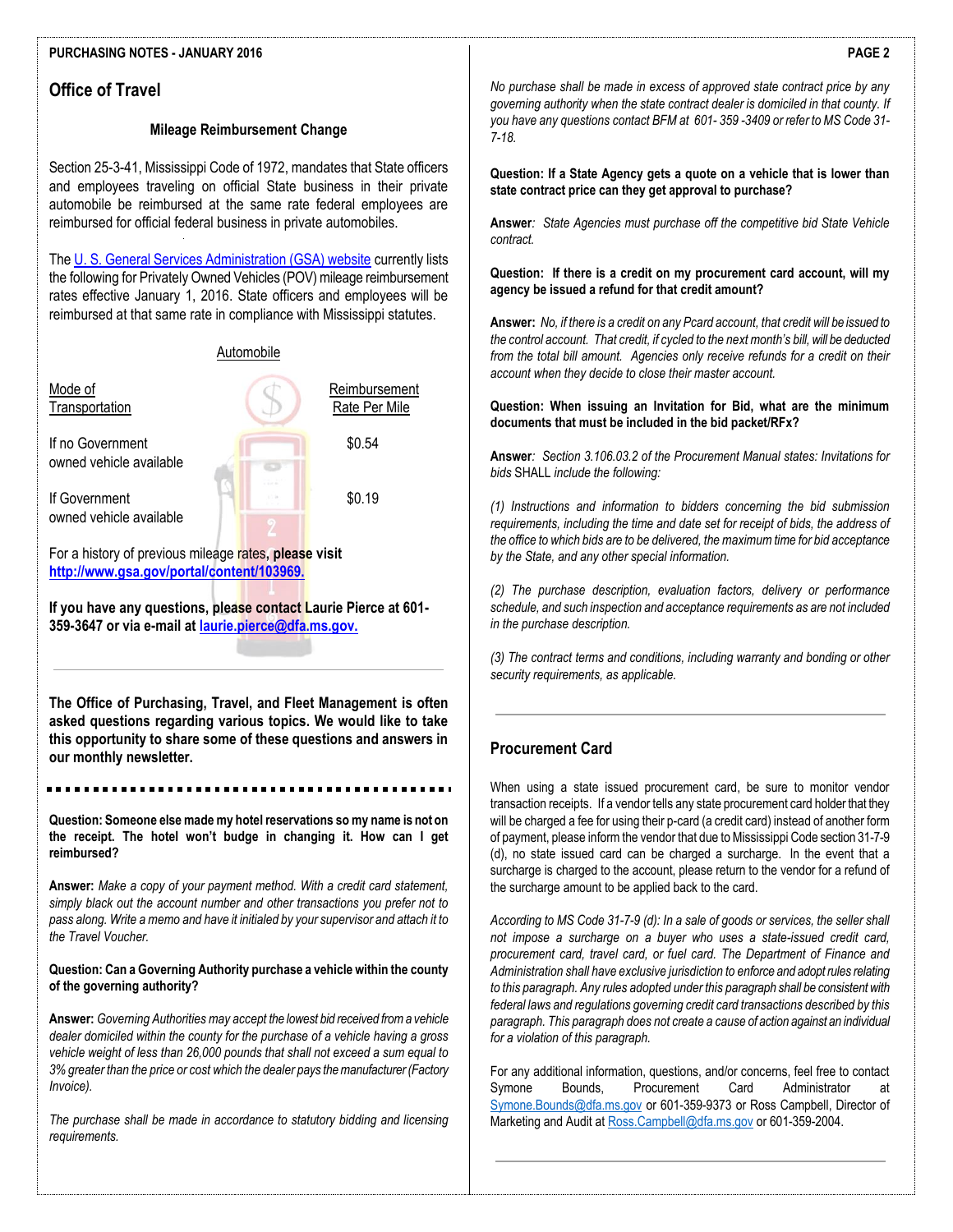## Office of Travel

### Mileage Reimbursement Change

Section 25-3-41, Mississippi Code of 1972, mandates that State officers and employees traveling on official State business in their private automobile be reimbursed at the same rate federal employees are reimbursed for official federal business in private automobiles.

The U. S. General Services Administration (GSA) website currently lists the following for Privately Owned Vehicles (POV) mileage reimbursement rates effective January 1, 2016. State officers and employees will be reimbursed at that same rate in compliance with Mississippi statutes.

Automobile

| Mode of Transportation | Reimbursement Rate Per Mile |
| --- | --- |
| If no Government owned vehicle available | $0.54 |
| If Government owned vehicle available | $0.19 |

For a history of previous mileage rates, **please visit http://www.gsa.gov/portal/content/103969.**

**If you have any questions, please contact Laurie Pierce at 601-359-3647 or via e-mail at laurie.pierce@dfa.ms.gov.**

---

**The Office of Purchasing, Travel, and Fleet Management is often asked questions regarding various topics. We would like to take this opportunity to share some of these questions and answers in our monthly newsletter.**

**Question: Someone else made my hotel reservations so my name is not on the receipt. The hotel won't budge in changing it. How can I get reimbursed?**

**Answer:** *Make a copy of your payment method. With a credit card statement, simply black out the account number and other transactions you prefer not to pass along. Write a memo and have it initialed by your supervisor and attach it to the Travel Voucher.*

**Question: Can a Governing Authority purchase a vehicle within the county of the governing authority?**

**Answer:** *Governing Authorities may accept the lowest bid received from a vehicle dealer domiciled within the county for the purchase of a vehicle having a gross vehicle weight of less than 26,000 pounds that shall not exceed a sum equal to 3% greater than the price or cost which the dealer pays the manufacturer (Factory Invoice).*

*The purchase shall be made in accordance to statutory bidding and licensing requirements.*

*No purchase shall be made in excess of approved state contract price by any governing authority when the state contract dealer is domiciled in that county. If you have any questions contact BFM at 601- 359 -3409 or refer to MS Code 31-7-18.*

**Question: If a State Agency gets a quote on a vehicle that is lower than state contract price can they get approval to purchase?**

**Answer**: *State Agencies must purchase off the competitive bid State Vehicle contract.*

**Question: If there is a credit on my procurement card account, will my agency be issued a refund for that credit amount?**

**Answer:** *No, if there is a credit on any Pcard account, that credit will be issued to the control account. That credit, if cycled to the next month's bill, will be deducted from the total bill amount. Agencies only receive refunds for a credit on their account when they decide to close their master account.*

**Question: When issuing an Invitation for Bid, what are the minimum documents that must be included in the bid packet/RFx?**

**Answer**: *Section 3.106.03.2 of the Procurement Manual states: Invitations for bids SHALL include the following:*

*(1) Instructions and information to bidders concerning the bid submission requirements, including the time and date set for receipt of bids, the address of the office to which bids are to be delivered, the maximum time for bid acceptance by the State, and any other special information.*

*(2) The purchase description, evaluation factors, delivery or performance schedule, and such inspection and acceptance requirements as are not included in the purchase description.*

*(3) The contract terms and conditions, including warranty and bonding or other security requirements, as applicable.*

---

## Procurement Card

When using a state issued procurement card, be sure to monitor vendor transaction receipts. If a vendor tells any state procurement card holder that they will be charged a fee for using their p-card (a credit card) instead of another form of payment, please inform the vendor that due to Mississippi Code section 31-7-9 (d), no state issued card can be charged a surcharge. In the event that a surcharge is charged to the account, please return to the vendor for a refund of the surcharge amount to be applied back to the card.

*According to MS Code 31-7-9 (d): In a sale of goods or services, the seller shall not impose a surcharge on a buyer who uses a state-issued credit card, procurement card, travel card, or fuel card. The Department of Finance and Administration shall have exclusive jurisdiction to enforce and adopt rules relating to this paragraph. Any rules adopted under this paragraph shall be consistent with federal laws and regulations governing credit card transactions described by this paragraph. This paragraph does not create a cause of action against an individual for a violation of this paragraph.*

For any additional information, questions, and/or concerns, feel free to contact Symone Bounds, Procurement Card Administrator at Symone.Bounds@dfa.ms.gov or 601-359-9373 or Ross Campbell, Director of Marketing and Audit at Ross.Campbell@dfa.ms.gov or 601-359-2004.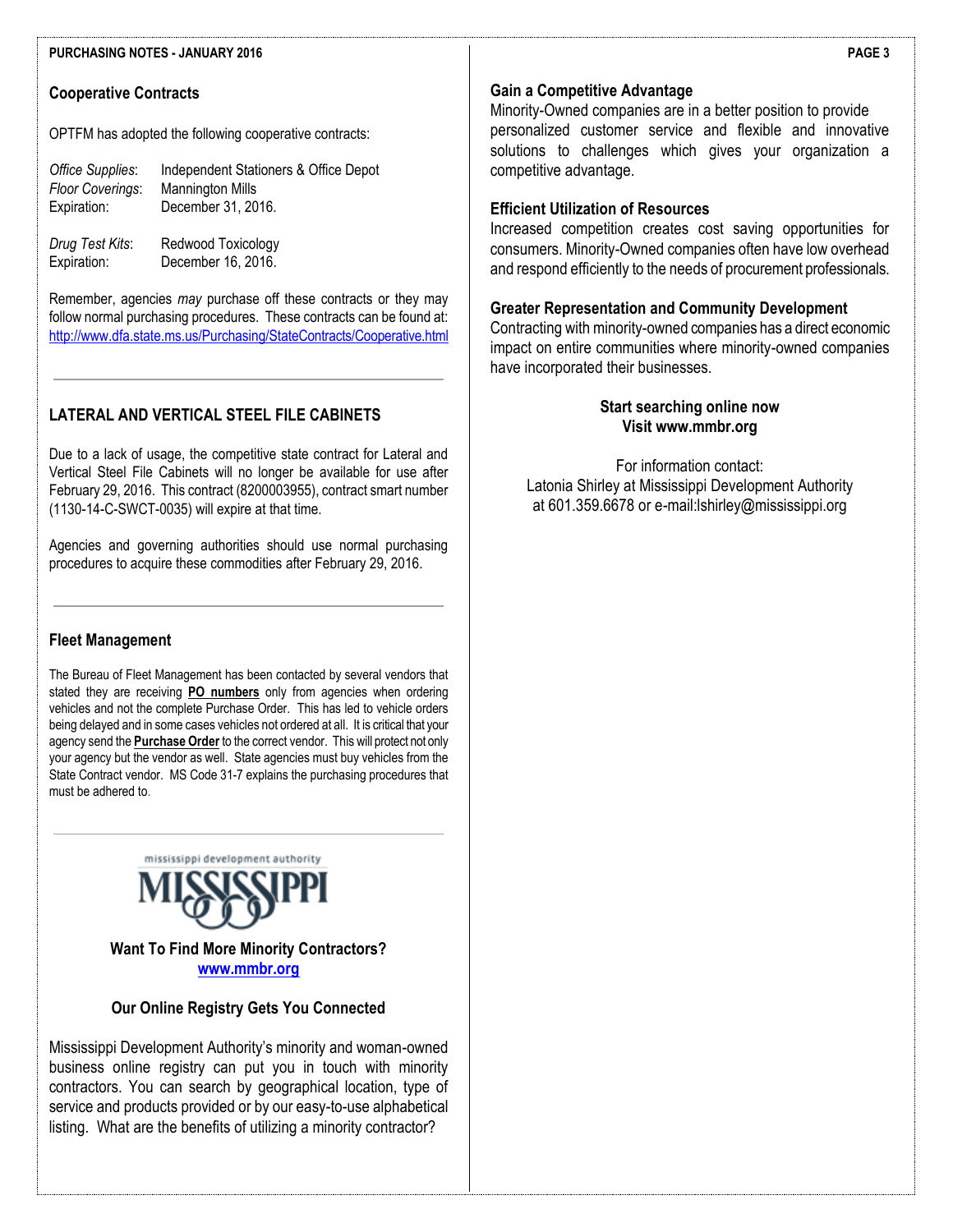## Cooperative Contracts

OPTFM has adopted the following cooperative contracts:

| | |
|---|---|
| *Office Supplies*: | Independent Stationers & Office Depot |
| *Floor Coverings*: | Mannington Mills |
| Expiration: | December 31, 2016. |
| *Drug Test Kits*: | Redwood Toxicology |
| Expiration: | December 16, 2016. |

Remember, agencies *may* purchase off these contracts or they may follow normal purchasing procedures. These contracts can be found at: http://www.dfa.state.ms.us/Purchasing/StateContracts/Cooperative.html

---

## LATERAL AND VERTICAL STEEL FILE CABINETS

Due to a lack of usage, the competitive state contract for Lateral and Vertical Steel File Cabinets will no longer be available for use after February 29, 2016. This contract (8200003955), contract smart number (1130-14-C-SWCT-0035) will expire at that time.

Agencies and governing authorities should use normal purchasing procedures to acquire these commodities after February 29, 2016.

---

## Fleet Management

The Bureau of Fleet Management has been contacted by several vendors that stated they are receiving **PO numbers** only from agencies when ordering vehicles and not the complete Purchase Order. This has led to vehicle orders being delayed and in some cases vehicles not ordered at all. It is critical that your agency send the **Purchase Order** to the correct vendor. This will protect not only your agency but the vendor as well. State agencies must buy vehicles from the State Contract vendor. MS Code 31-7 explains the purchasing procedures that must be adhered to.

---

mississippi development authority

MISSISSIPPI

**Want To Find More Minority Contractors?**
**www.mmbr.org**

**Our Online Registry Gets You Connected**

Mississippi Development Authority's minority and woman-owned business online registry can put you in touch with minority contractors. You can search by geographical location, type of service and products provided or by our easy-to-use alphabetical listing. What are the benefits of utilizing a minority contractor?

**Gain a Competitive Advantage**
Minority-Owned companies are in a better position to provide personalized customer service and flexible and innovative solutions to challenges which gives your organization a competitive advantage.

**Efficient Utilization of Resources**
Increased competition creates cost saving opportunities for consumers. Minority-Owned companies often have low overhead and respond efficiently to the needs of procurement professionals.

**Greater Representation and Community Development**
Contracting with minority-owned companies has a direct economic impact on entire communities where minority-owned companies have incorporated their businesses.

**Start searching online now**
**Visit www.mmbr.org**

For information contact:
Latonia Shirley at Mississippi Development Authority
at 601.359.6678 or e-mail:lshirley@mississippi.org